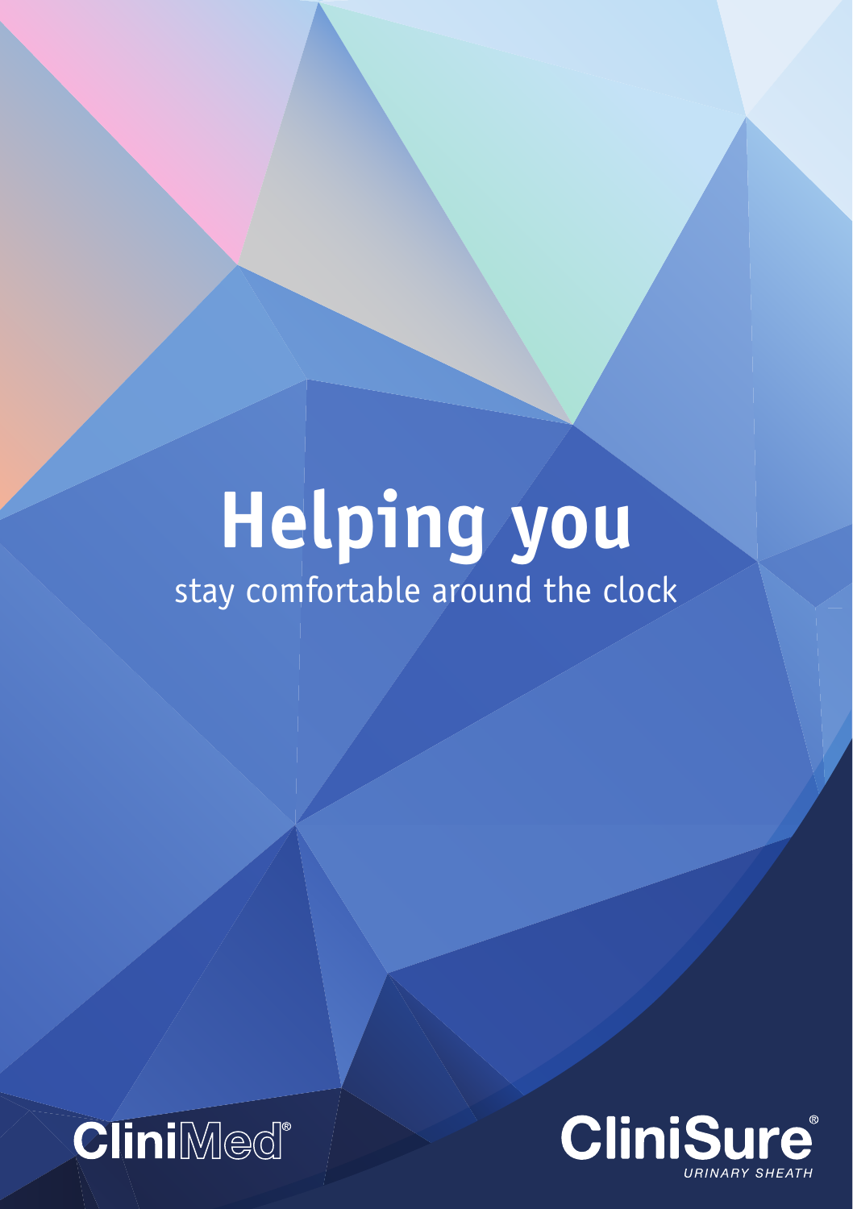# Helping you

stay comfortable around the clock

CliniMed®

CliniSure®
URINARY SHEATH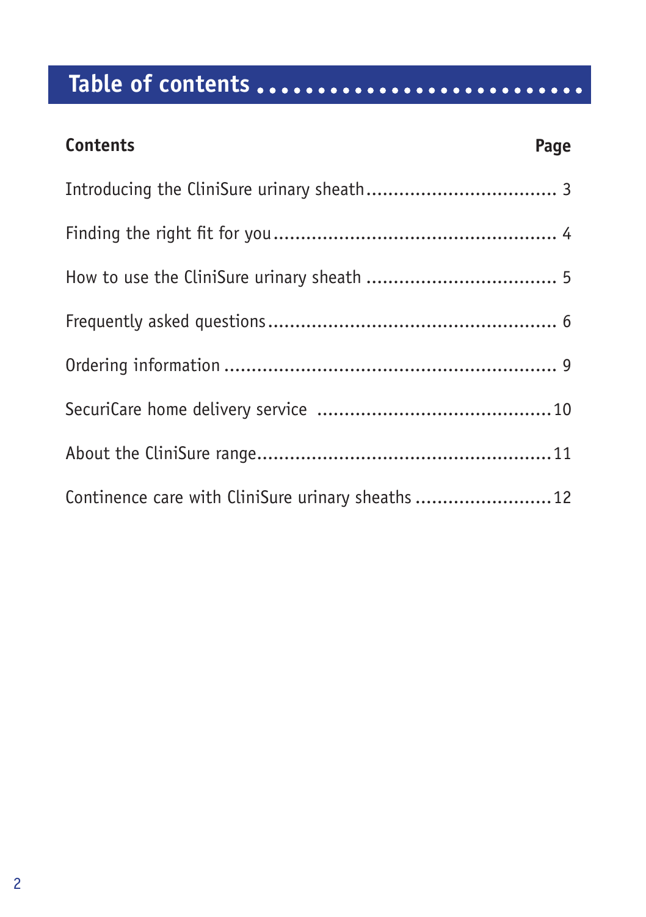# Table of contents

| Contents | Page |
| --- | --- |
| Introducing the CliniSure urinary sheath | 3 |
| Finding the right fit for you | 4 |
| How to use the CliniSure urinary sheath | 5 |
| Frequently asked questions | 6 |
| Ordering information | 9 |
| SecuriCare home delivery service | 10 |
| About the CliniSure range | 11 |
| Continence care with CliniSure urinary sheaths | 12 |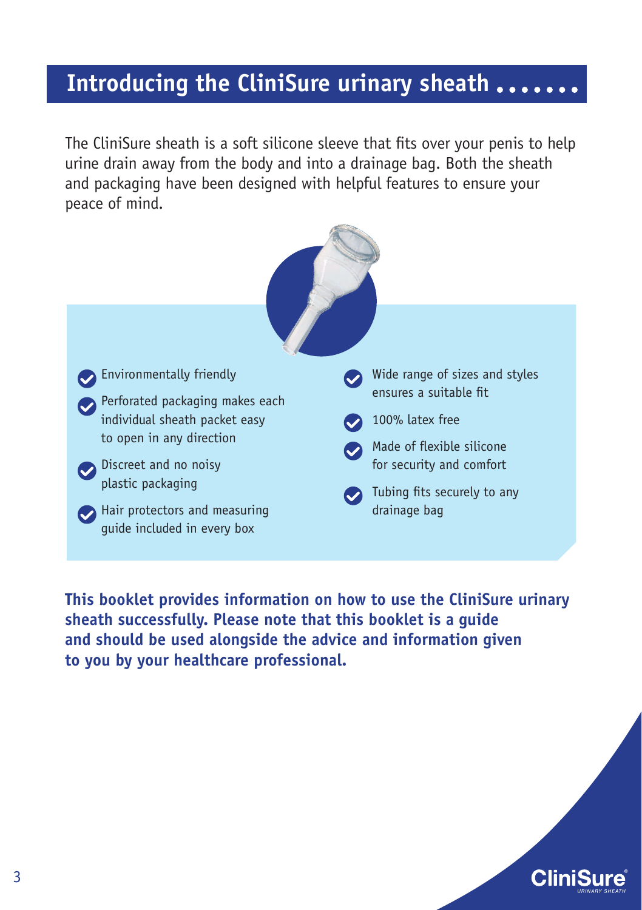## Introducing the CliniSure urinary sheath

The CliniSure sheath is a soft silicone sleeve that fits over your penis to help urine drain away from the body and into a drainage bag. Both the sheath and packaging have been designed with helpful features to ensure your peace of mind.

- Environmentally friendly
- Perforated packaging makes each individual sheath packet easy to open in any direction
- Discreet and no noisy plastic packaging
- Hair protectors and measuring guide included in every box
- Wide range of sizes and styles ensures a suitable fit
- 100% latex free
- Made of flexible silicone for security and comfort
- Tubing fits securely to any drainage bag

**This booklet provides information on how to use the CliniSure urinary sheath successfully. Please note that this booklet is a guide and should be used alongside the advice and information given to you by your healthcare professional.**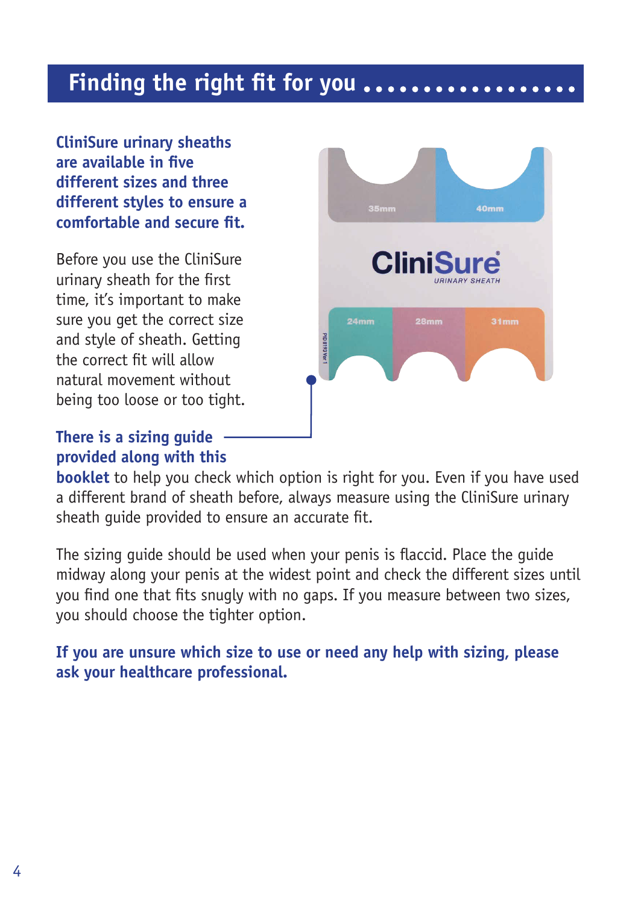## Finding the right fit for you

**CliniSure urinary sheaths are available in five different sizes and three different styles to ensure a comfortable and secure fit.**

Before you use the CliniSure urinary sheath for the first time, it's important to make sure you get the correct size and style of sheath. Getting the correct fit will allow natural movement without being too loose or too tight.

**There is a sizing guide provided along with this booklet** to help you check which option is right for you. Even if you have used a different brand of sheath before, always measure using the CliniSure urinary sheath guide provided to ensure an accurate fit.

The sizing guide should be used when your penis is flaccid. Place the guide midway along your penis at the widest point and check the different sizes until you find one that fits snugly with no gaps. If you measure between two sizes, you should choose the tighter option.

**If you are unsure which size to use or need any help with sizing, please ask your healthcare professional.**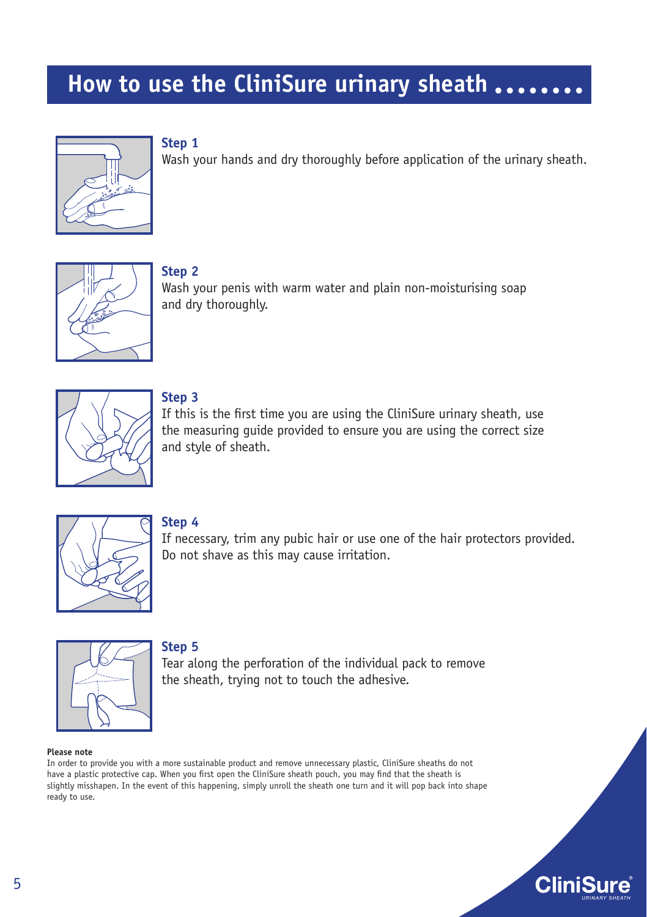# How to use the CliniSure urinary sheath

**Step 1**
Wash your hands and dry thoroughly before application of the urinary sheath.

**Step 2**
Wash your penis with warm water and plain non-moisturising soap and dry thoroughly.

**Step 3**
If this is the first time you are using the CliniSure urinary sheath, use the measuring guide provided to ensure you are using the correct size and style of sheath.

**Step 4**
If necessary, trim any pubic hair or use one of the hair protectors provided. Do not shave as this may cause irritation.

**Step 5**
Tear along the perforation of the individual pack to remove the sheath, trying not to touch the adhesive.

**Please note**
In order to provide you with a more sustainable product and remove unnecessary plastic, CliniSure sheaths do not have a plastic protective cap. When you first open the CliniSure sheath pouch, you may find that the sheath is slightly misshapen. In the event of this happening, simply unroll the sheath one turn and it will pop back into shape ready to use.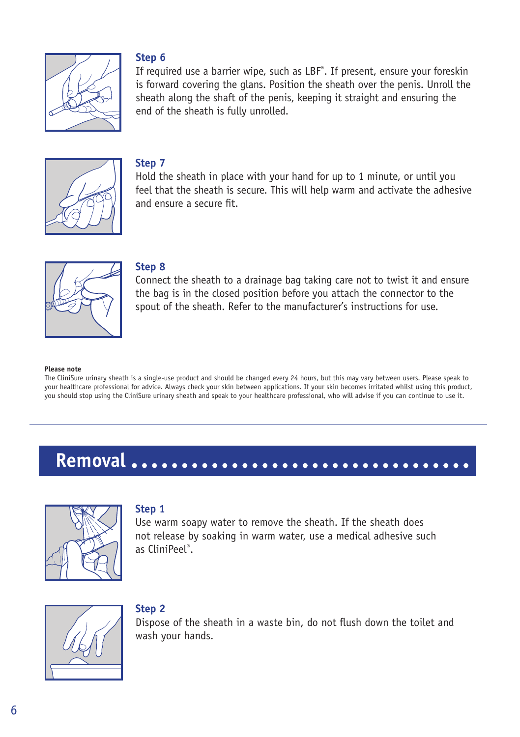### Step 6

If required use a barrier wipe, such as LBF®. If present, ensure your foreskin is forward covering the glans. Position the sheath over the penis. Unroll the sheath along the shaft of the penis, keeping it straight and ensuring the end of the sheath is fully unrolled.

### Step 7

Hold the sheath in place with your hand for up to 1 minute, or until you feel that the sheath is secure. This will help warm and activate the adhesive and ensure a secure fit.

### Step 8

Connect the sheath to a drainage bag taking care not to twist it and ensure the bag is in the closed position before you attach the connector to the spout of the sheath. Refer to the manufacturer's instructions for use.

**Please note**

The CliniSure urinary sheath is a single-use product and should be changed every 24 hours, but this may vary between users. Please speak to your healthcare professional for advice. Always check your skin between applications. If your skin becomes irritated whilst using this product, you should stop using the CliniSure urinary sheath and speak to your healthcare professional, who will advise if you can continue to use it.

## Removal

### Step 1

Use warm soapy water to remove the sheath. If the sheath does not release by soaking in warm water, use a medical adhesive such as CliniPeel®.

### Step 2

Dispose of the sheath in a waste bin, do not flush down the toilet and wash your hands.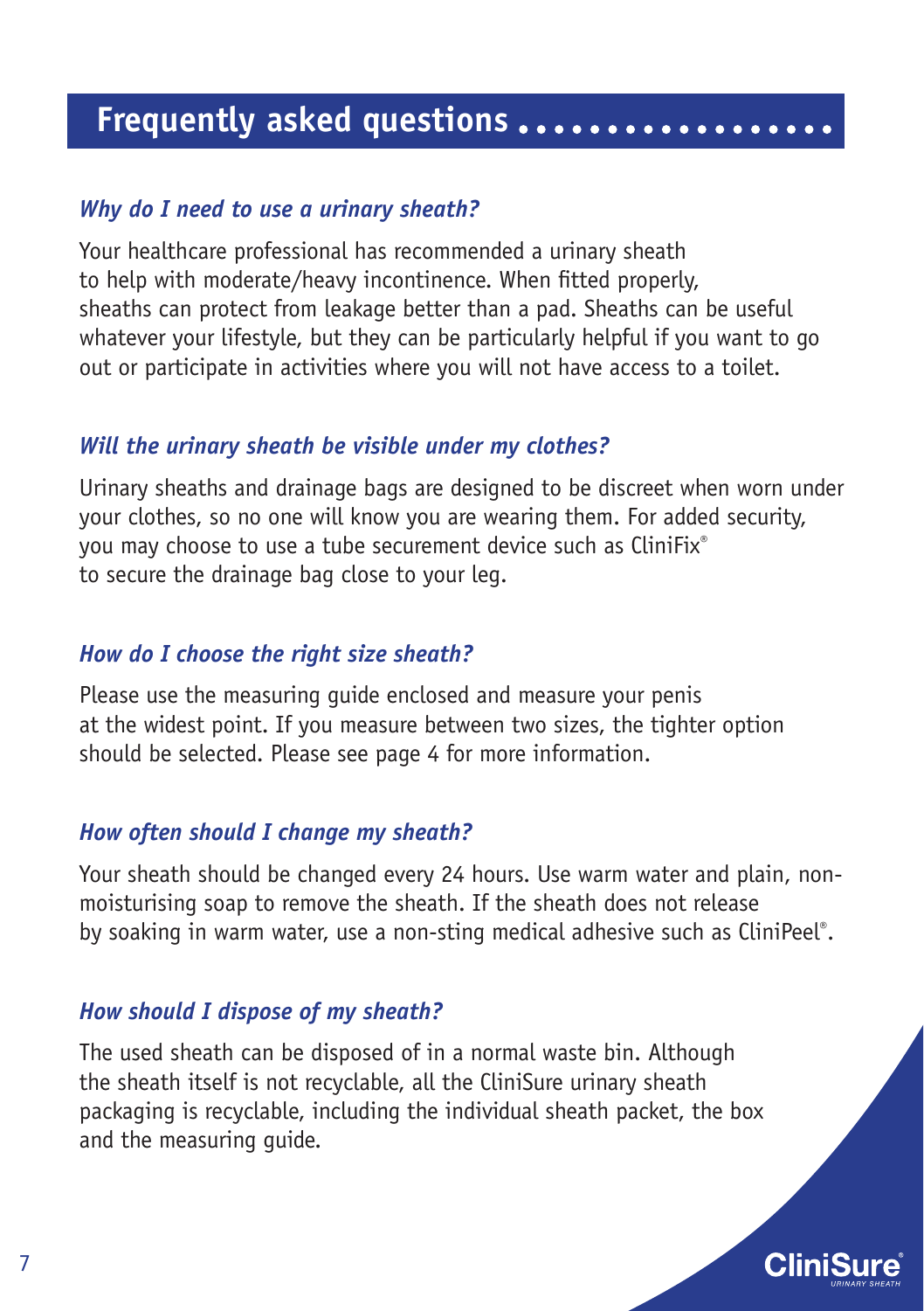## Frequently asked questions

***Why do I need to use a urinary sheath?***

Your healthcare professional has recommended a urinary sheath to help with moderate/heavy incontinence. When fitted properly, sheaths can protect from leakage better than a pad. Sheaths can be useful whatever your lifestyle, but they can be particularly helpful if you want to go out or participate in activities where you will not have access to a toilet.

***Will the urinary sheath be visible under my clothes?***

Urinary sheaths and drainage bags are designed to be discreet when worn under your clothes, so no one will know you are wearing them. For added security, you may choose to use a tube securement device such as CliniFix® to secure the drainage bag close to your leg.

***How do I choose the right size sheath?***

Please use the measuring guide enclosed and measure your penis at the widest point. If you measure between two sizes, the tighter option should be selected. Please see page 4 for more information.

***How often should I change my sheath?***

Your sheath should be changed every 24 hours. Use warm water and plain, non-moisturising soap to remove the sheath. If the sheath does not release by soaking in warm water, use a non-sting medical adhesive such as CliniPeel®.

***How should I dispose of my sheath?***

The used sheath can be disposed of in a normal waste bin. Although the sheath itself is not recyclable, all the CliniSure urinary sheath packaging is recyclable, including the individual sheath packet, the box and the measuring guide.

CliniSure®
URINARY SHEATH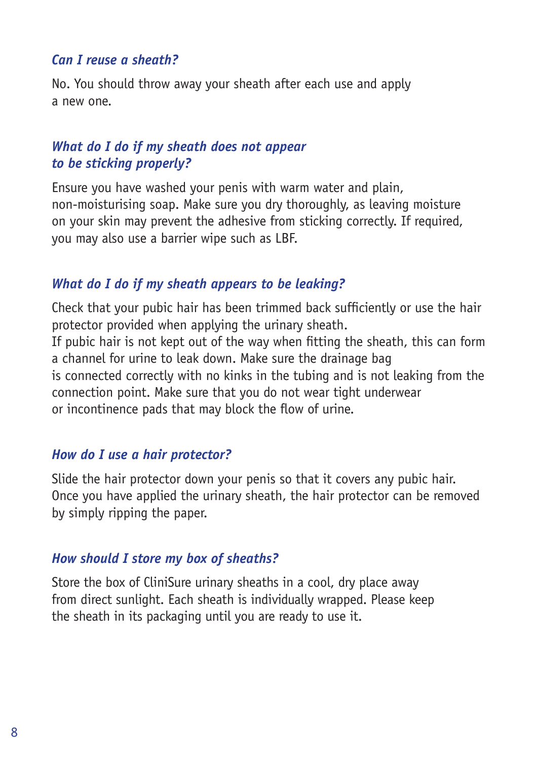### *Can I reuse a sheath?*

No. You should throw away your sheath after each use and apply a new one.

### *What do I do if my sheath does not appear to be sticking properly?*

Ensure you have washed your penis with warm water and plain, non-moisturising soap. Make sure you dry thoroughly, as leaving moisture on your skin may prevent the adhesive from sticking correctly. If required, you may also use a barrier wipe such as LBF.

### *What do I do if my sheath appears to be leaking?*

Check that your pubic hair has been trimmed back sufficiently or use the hair protector provided when applying the urinary sheath.
If pubic hair is not kept out of the way when fitting the sheath, this can form a channel for urine to leak down. Make sure the drainage bag is connected correctly with no kinks in the tubing and is not leaking from the connection point. Make sure that you do not wear tight underwear or incontinence pads that may block the flow of urine.

### *How do I use a hair protector?*

Slide the hair protector down your penis so that it covers any pubic hair. Once you have applied the urinary sheath, the hair protector can be removed by simply ripping the paper.

### *How should I store my box of sheaths?*

Store the box of CliniSure urinary sheaths in a cool, dry place away from direct sunlight. Each sheath is individually wrapped. Please keep the sheath in its packaging until you are ready to use it.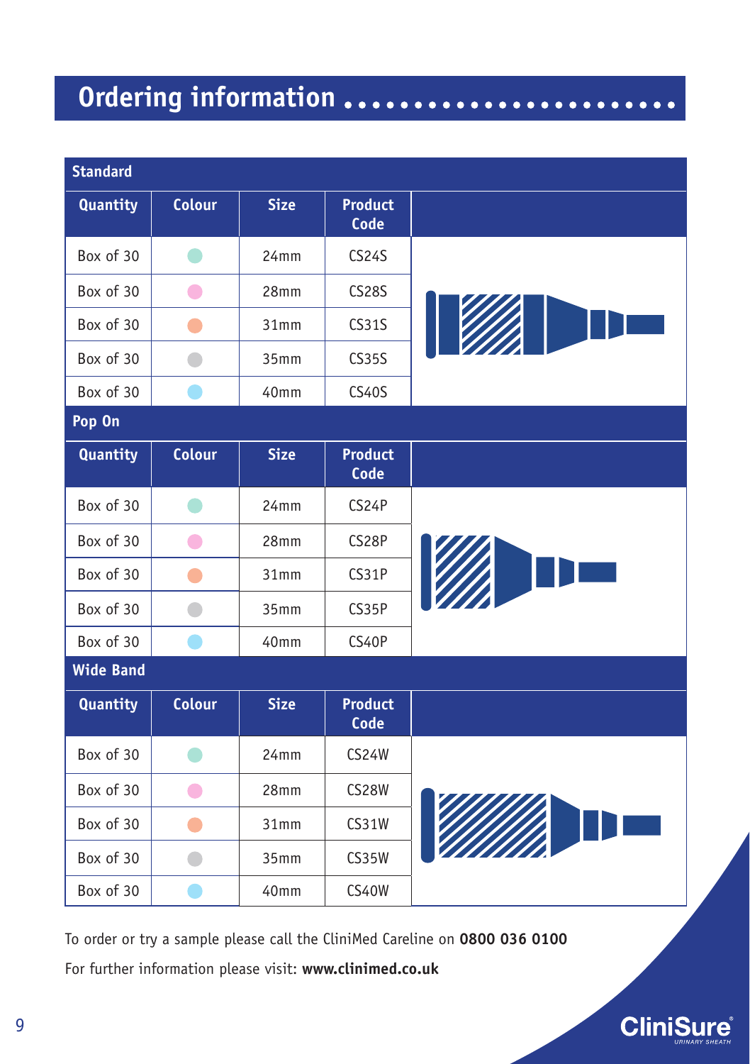# Ordering information

## Standard

| Quantity | Colour | Size | Product Code |
|---|---|---|---|
| Box of 30 | Green | 24mm | CS24S |
| Box of 30 | Pink | 28mm | CS28S |
| Box of 30 | Orange | 31mm | CS31S |
| Box of 30 | Grey | 35mm | CS35S |
| Box of 30 | Blue | 40mm | CS40S |

## Pop On

| Quantity | Colour | Size | Product Code |
|---|---|---|---|
| Box of 30 | Green | 24mm | CS24P |
| Box of 30 | Pink | 28mm | CS28P |
| Box of 30 | Orange | 31mm | CS31P |
| Box of 30 | Grey | 35mm | CS35P |
| Box of 30 | Blue | 40mm | CS40P |

## Wide Band

| Quantity | Colour | Size | Product Code |
|---|---|---|---|
| Box of 30 | Green | 24mm | CS24W |
| Box of 30 | Pink | 28mm | CS28W |
| Box of 30 | Orange | 31mm | CS31W |
| Box of 30 | Grey | 35mm | CS35W |
| Box of 30 | Blue | 40mm | CS40W |

To order or try a sample please call the CliniMed Careline on **0800 036 0100**

For further information please visit: **www.clinimed.co.uk**

CliniSure® URINARY SHEATH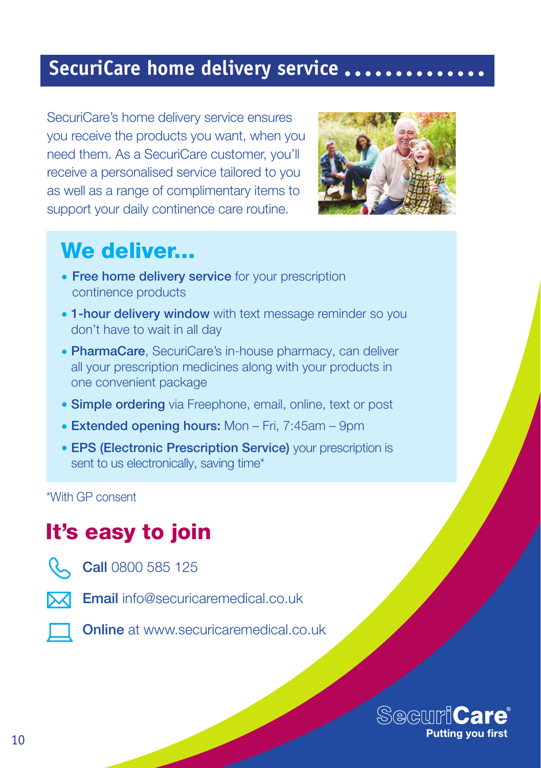# SecuriCare home delivery service

SecuriCare's home delivery service ensures you receive the products you want, when you need them. As a SecuriCare customer, you'll receive a personalised service tailored to you as well as a range of complimentary items to support your daily continence care routine.

## We deliver...

- **Free home delivery service** for your prescription continence products
- **1-hour delivery window** with text message reminder so you don't have to wait in all day
- **PharmaCare**, SecuriCare's in-house pharmacy, can deliver all your prescription medicines along with your products in one convenient package
- **Simple ordering** via Freephone, email, online, text or post
- **Extended opening hours:** Mon – Fri, 7:45am – 9pm
- **EPS (Electronic Prescription Service)** your prescription is sent to us electronically, saving time*

*With GP consent

## It's easy to join

**Call** 0800 585 125

**Email** info@securicaremedical.co.uk

**Online** at www.securicaremedical.co.uk

SecuriCare® Putting you first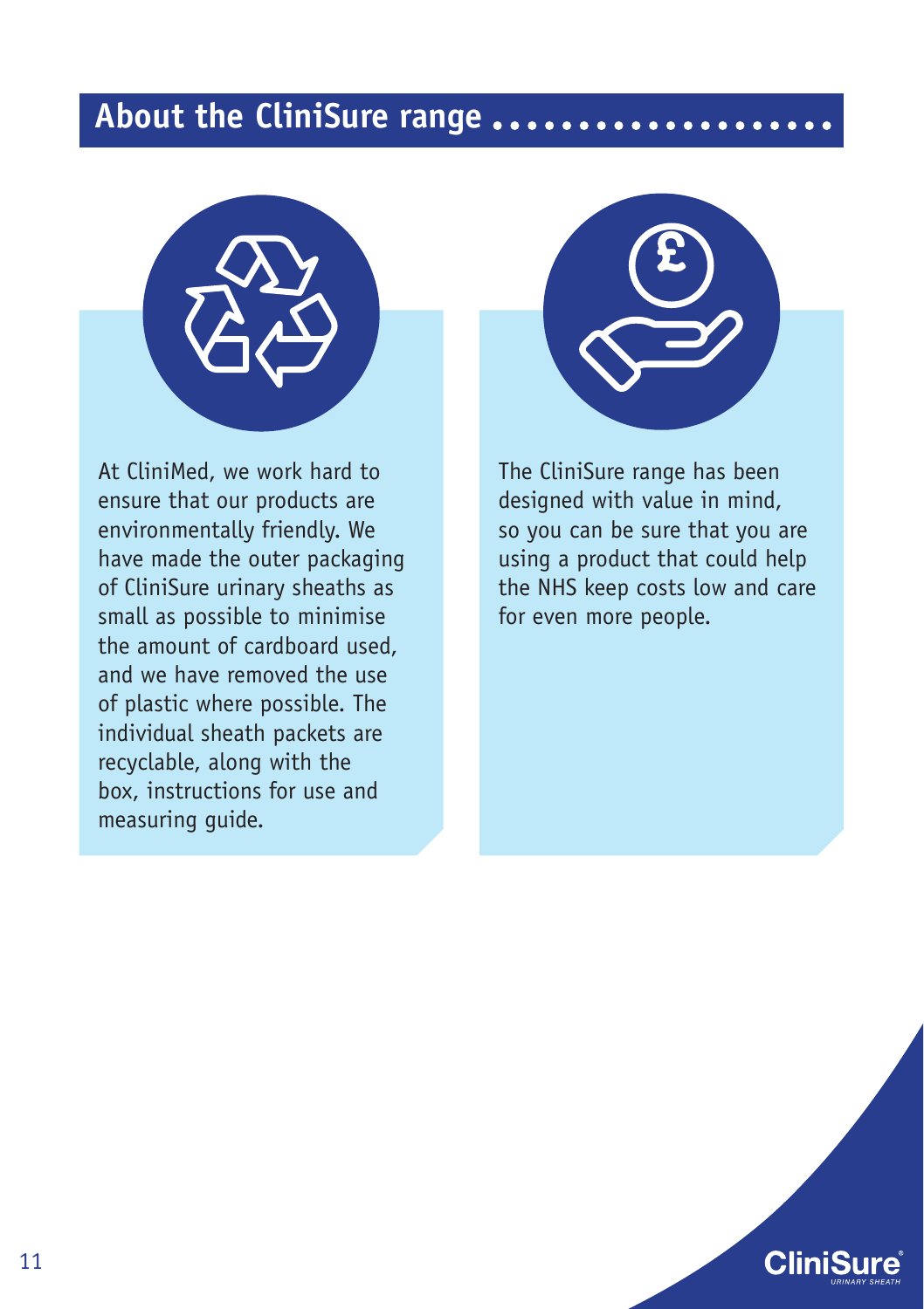## About the CliniSure range

At CliniMed, we work hard to ensure that our products are environmentally friendly. We have made the outer packaging of CliniSure urinary sheaths as small as possible to minimise the amount of cardboard used, and we have removed the use of plastic where possible. The individual sheath packets are recyclable, along with the box, instructions for use and measuring guide.

The CliniSure range has been designed with value in mind, so you can be sure that you are using a product that could help the NHS keep costs low and care for even more people.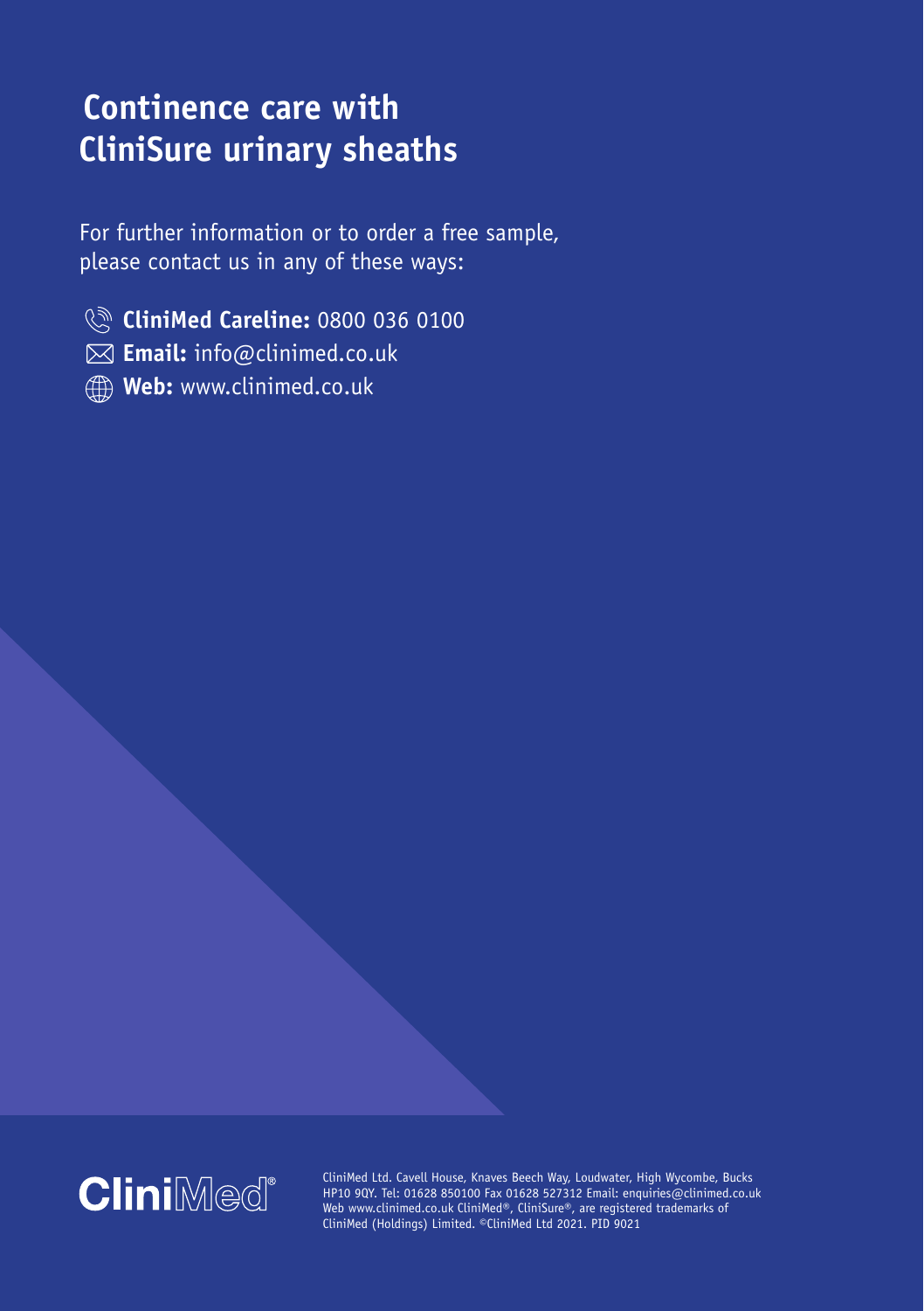# Continence care with CliniSure urinary sheaths

For further information or to order a free sample, please contact us in any of these ways:

- **CliniMed Careline:** 0800 036 0100
- **Email:** info@clinimed.co.uk
- **Web:** www.clinimed.co.uk

CliniMed®

CliniMed Ltd. Cavell House, Knaves Beech Way, Loudwater, High Wycombe, Bucks HP10 9QY. Tel: 01628 850100 Fax 01628 527312 Email: enquiries@clinimed.co.uk Web www.clinimed.co.uk CliniMed®, CliniSure®, are registered trademarks of CliniMed (Holdings) Limited. ©CliniMed Ltd 2021. PID 9021